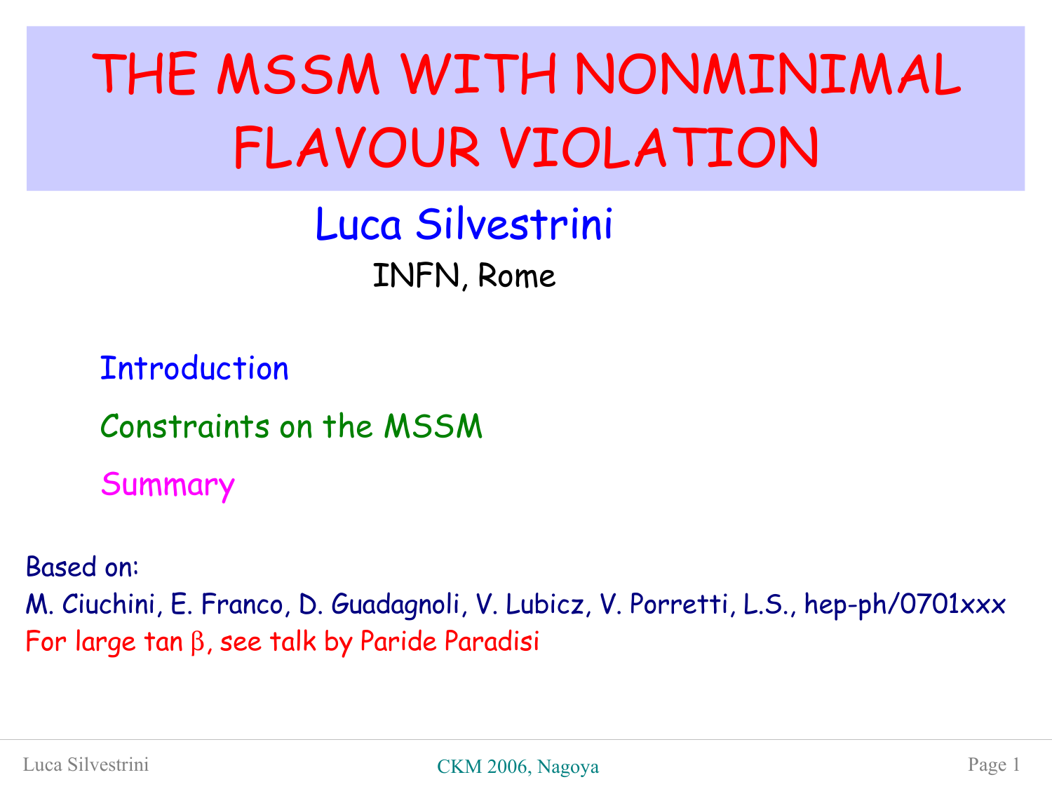# THE MSSM WITH NONMINIMAL FLAVOUR VIOLATION

Luca Silvestrini

INFN, Rome

- Introduction
- Constraints on the MSSM
- Summary

Based on:

M. Ciuchini, E. Franco, D. Guadagnoli, V. Lubicz, V. Porretti, L.S., hep-ph/0701xxx

For large tan $\beta$, see talk by Paride Paradisi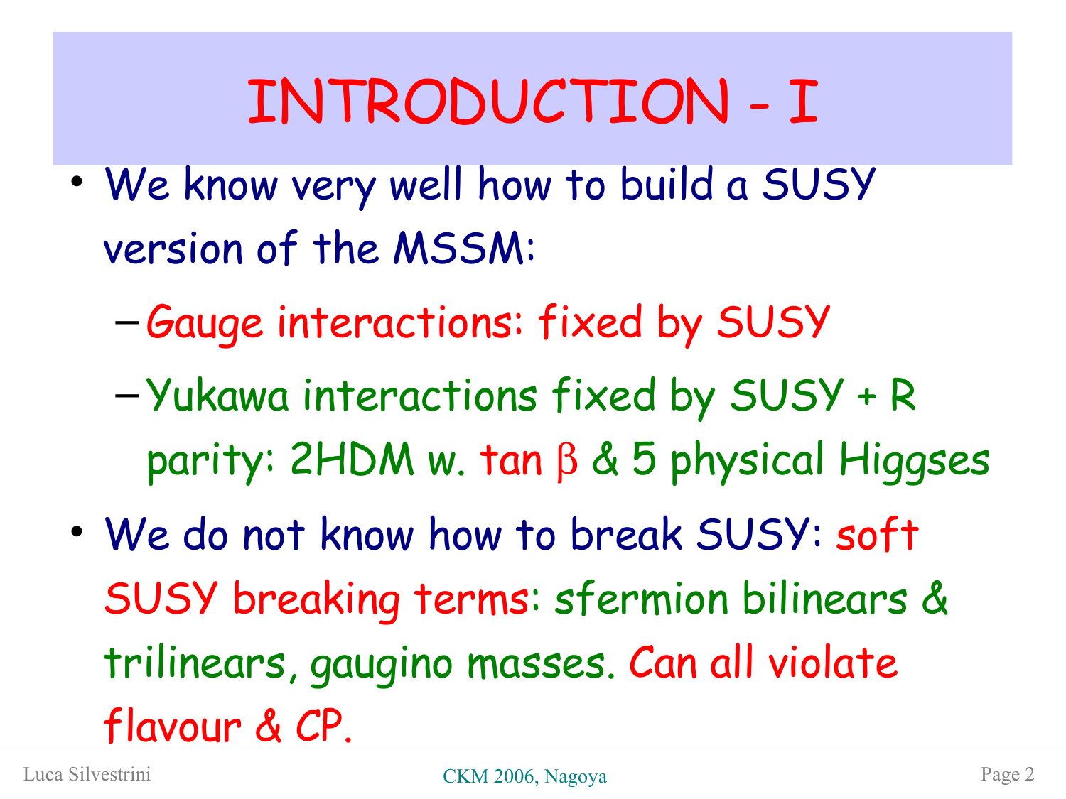# INTRODUCTION - I

- We know very well how to build a SUSY version of the MSSM:
  - Gauge interactions: fixed by SUSY
  - Yukawa interactions fixed by SUSY + R parity: 2HDM w. tan $\beta$ & 5 physical Higgses
- We do not know how to break SUSY: soft SUSY breaking terms: sfermion bilinears & trilinears, gaugino masses. Can all violate flavour & CP.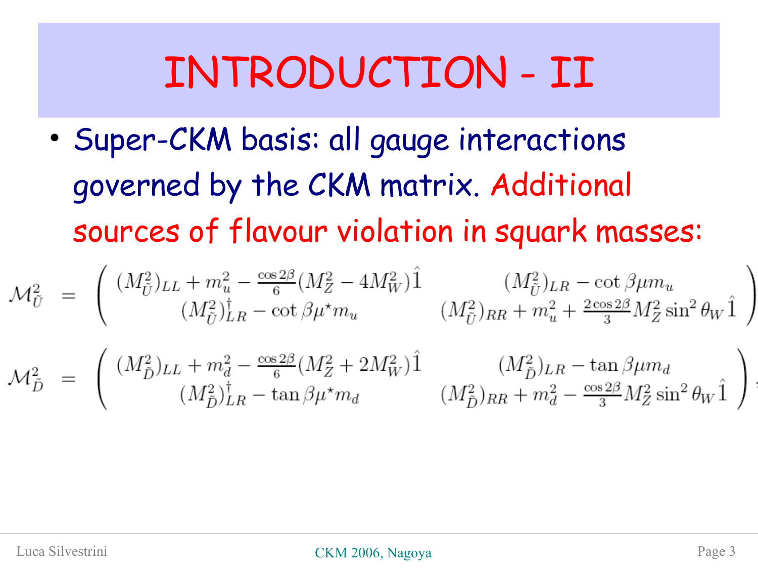# INTRODUCTION - II

- Super-CKM basis: all gauge interactions governed by the CKM matrix. Additional sources of flavour violation in squark masses:

$$\mathcal{M}^2_{\tilde{U}} = \begin{pmatrix} (M^2_{\tilde{U}})_{LL} + m_u^2 - \frac{\cos 2\beta}{6}(M_Z^2 - 4M_W^2)\hat{1} & (M^2_{\tilde{U}})_{LR} - \cot\beta\mu m_u \\ (M^2_{\tilde{U}})^\dagger_{LR} - \cot\beta\mu^\star m_u & (M^2_{\tilde{U}})_{RR} + m_u^2 + \frac{2\cos 2\beta}{3} M_Z^2 \sin^2\theta_W \hat{1} \end{pmatrix}$$

$$\mathcal{M}^2_{\tilde{D}} = \begin{pmatrix} (M^2_{\tilde{D}})_{LL} + m_d^2 - \frac{\cos 2\beta}{6}(M_Z^2 + 2M_W^2)\hat{1} & (M^2_{\tilde{D}})_{LR} - \tan\beta\mu m_d \\ (M^2_{\tilde{D}})^\dagger_{LR} - \tan\beta\mu^\star m_d & (M^2_{\tilde{D}})_{RR} + m_d^2 - \frac{\cos 2\beta}{3} M_Z^2 \sin^2\theta_W \hat{1} \end{pmatrix},$$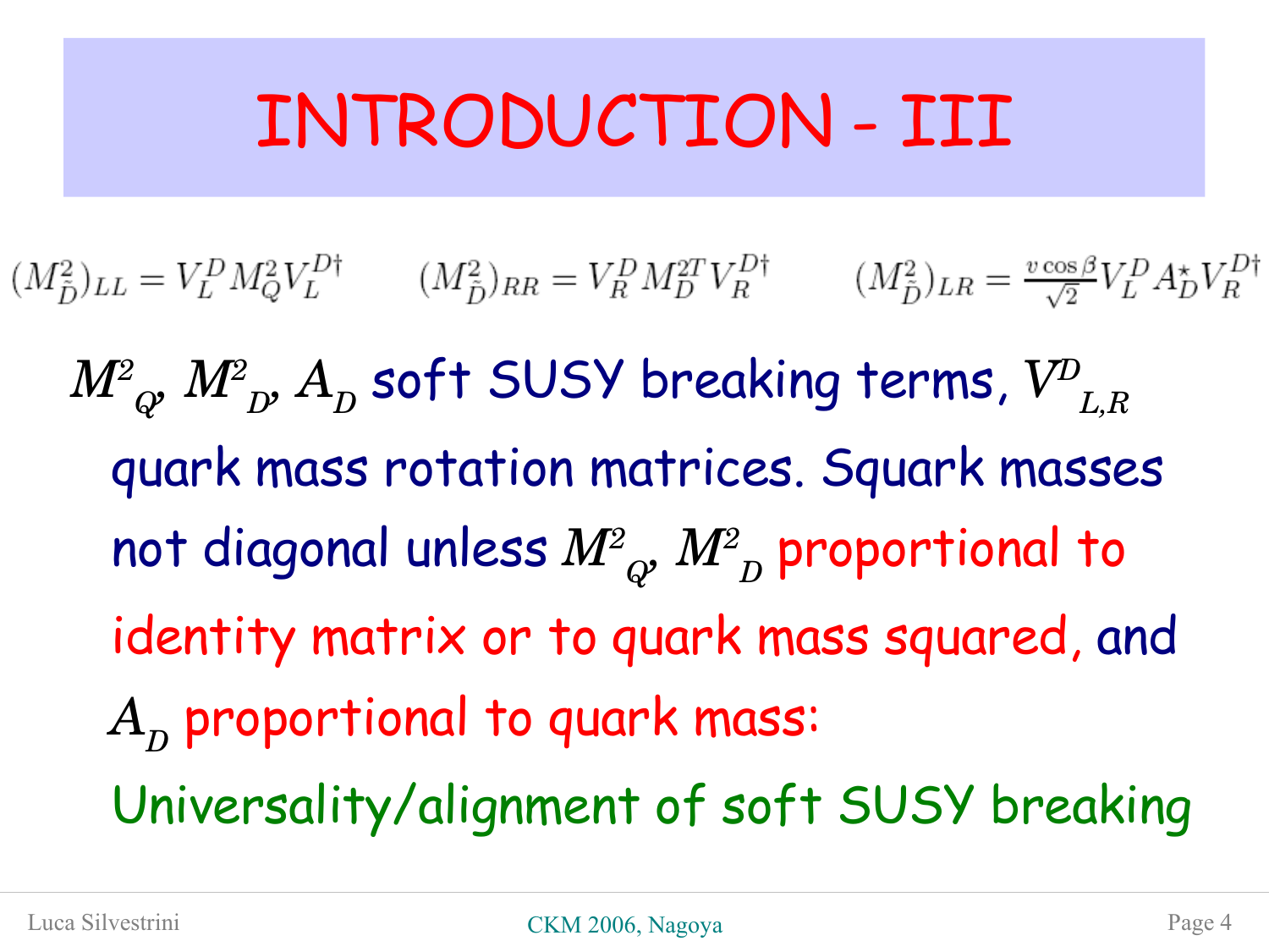# INTRODUCTION - III

$$(M^2_{\tilde{D}})_{LL} = V^D_L M^2_Q V^{D\dagger}_L \qquad (M^2_{\tilde{D}})_{RR} = V^D_R M^{2T}_D V^{D\dagger}_R \qquad (M^2_{\tilde{D}})_{LR} = \frac{v\cos\beta}{\sqrt{2}} V^D_L A^\star_D V^{D\dagger}_R$$

$M^2_Q$, $M^2_D$, $A_D$ soft SUSY breaking terms, $V^D_{L,R}$ quark mass rotation matrices. Squark masses not diagonal unless $M^2_Q$, $M^2_D$ proportional to identity matrix or to quark mass squared, and $A_D$ proportional to quark mass:

Universality/alignment of soft SUSY breaking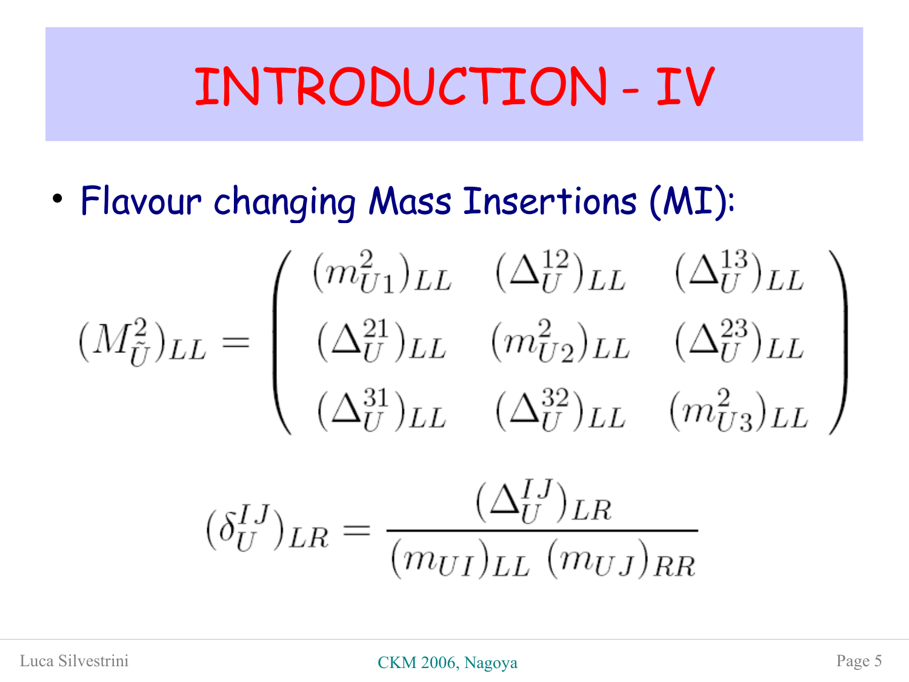# INTRODUCTION - IV

- Flavour changing Mass Insertions (MI):

$$(M^2_{\tilde{U}})_{LL} = \begin{pmatrix} (m^2_{\tilde{U}1})_{LL} & (\Delta^{12}_{U})_{LL} & (\Delta^{13}_{U})_{LL} \\ (\Delta^{21}_{U})_{LL} & (m^2_{\tilde{U}2})_{LL} & (\Delta^{23}_{U})_{LL} \\ (\Delta^{31}_{U})_{LL} & (\Delta^{32}_{U})_{LL} & (m^2_{\tilde{U}3})_{LL} \end{pmatrix}$$

$$(\delta^{IJ}_{U})_{LR} = \frac{(\Delta^{IJ}_{U})_{LR}}{(m_{UI})_{LL}\ (m_{UJ})_{RR}}$$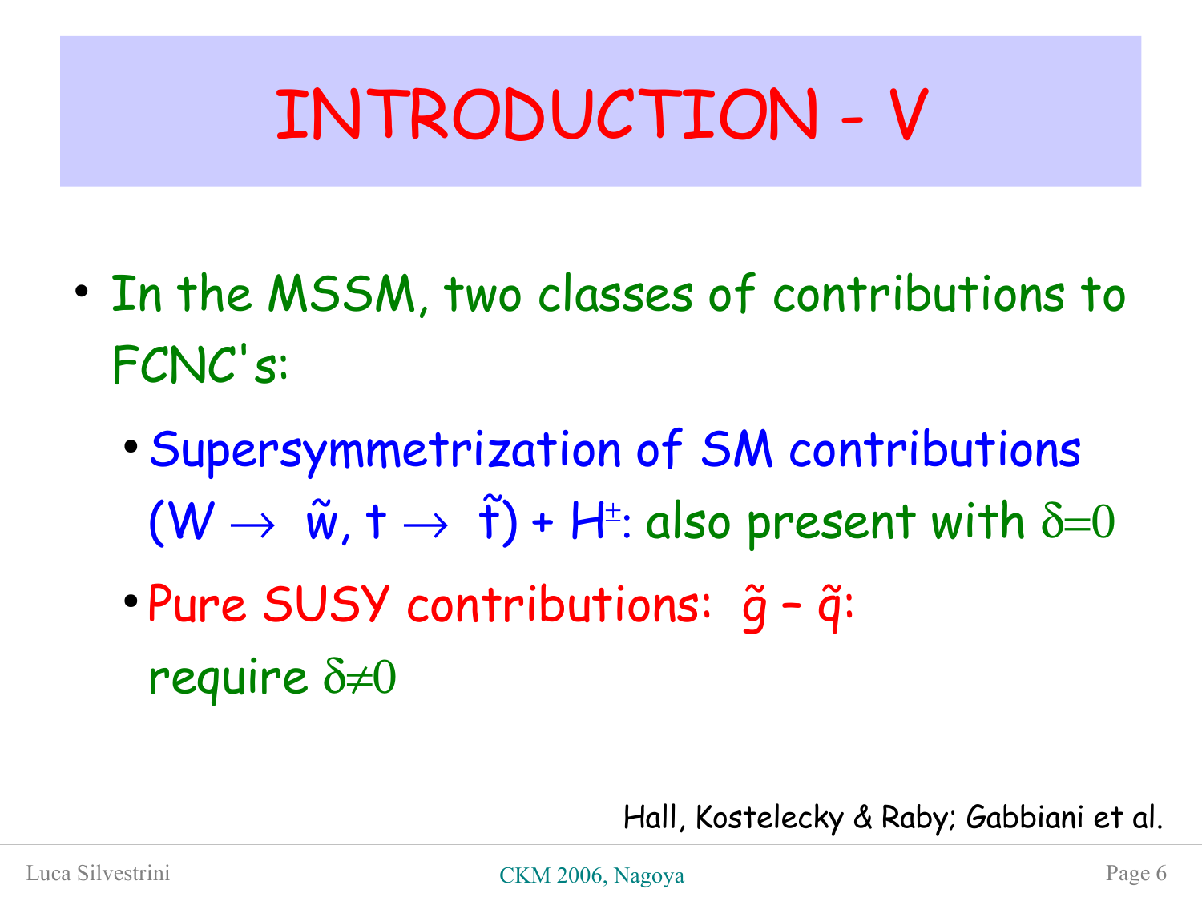# INTRODUCTION - V

- In the MSSM, two classes of contributions to FCNC's:
  - Supersymmetrization of SM contributions ($W \rightarrow \tilde{w}$, $t \rightarrow \tilde{f}$) + $H^{\pm}$: also present with $\delta = 0$
  - Pure SUSY contributions: $\tilde{g} - \tilde{q}$: require $\delta \neq 0$

Hall, Kostelecky & Raby; Gabbiani et al.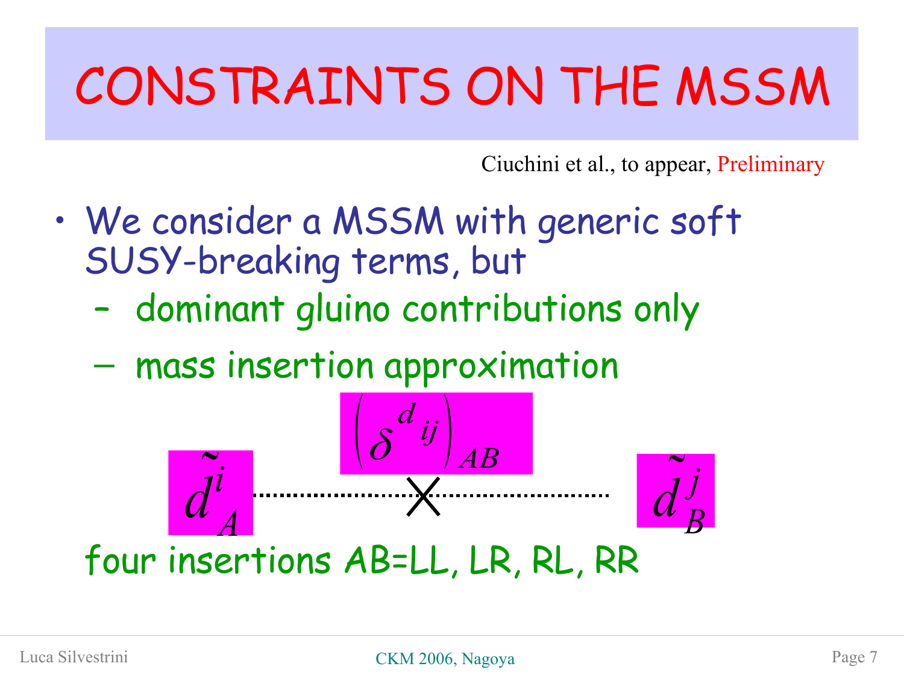# CONSTRAINTS ON THE MSSM

Ciuchini et al., to appear, Preliminary

- We consider a MSSM with generic soft SUSY-breaking terms, but
  - dominant gluino contributions only
  - mass insertion approximation

$$\tilde{d}^i_A \cdots\cdots \times \cdots\cdots \tilde{d}^j_B \qquad \left(\delta^{d}{}_{ij}\right)_{AB}$$

four insertions AB=LL, LR, RL, RR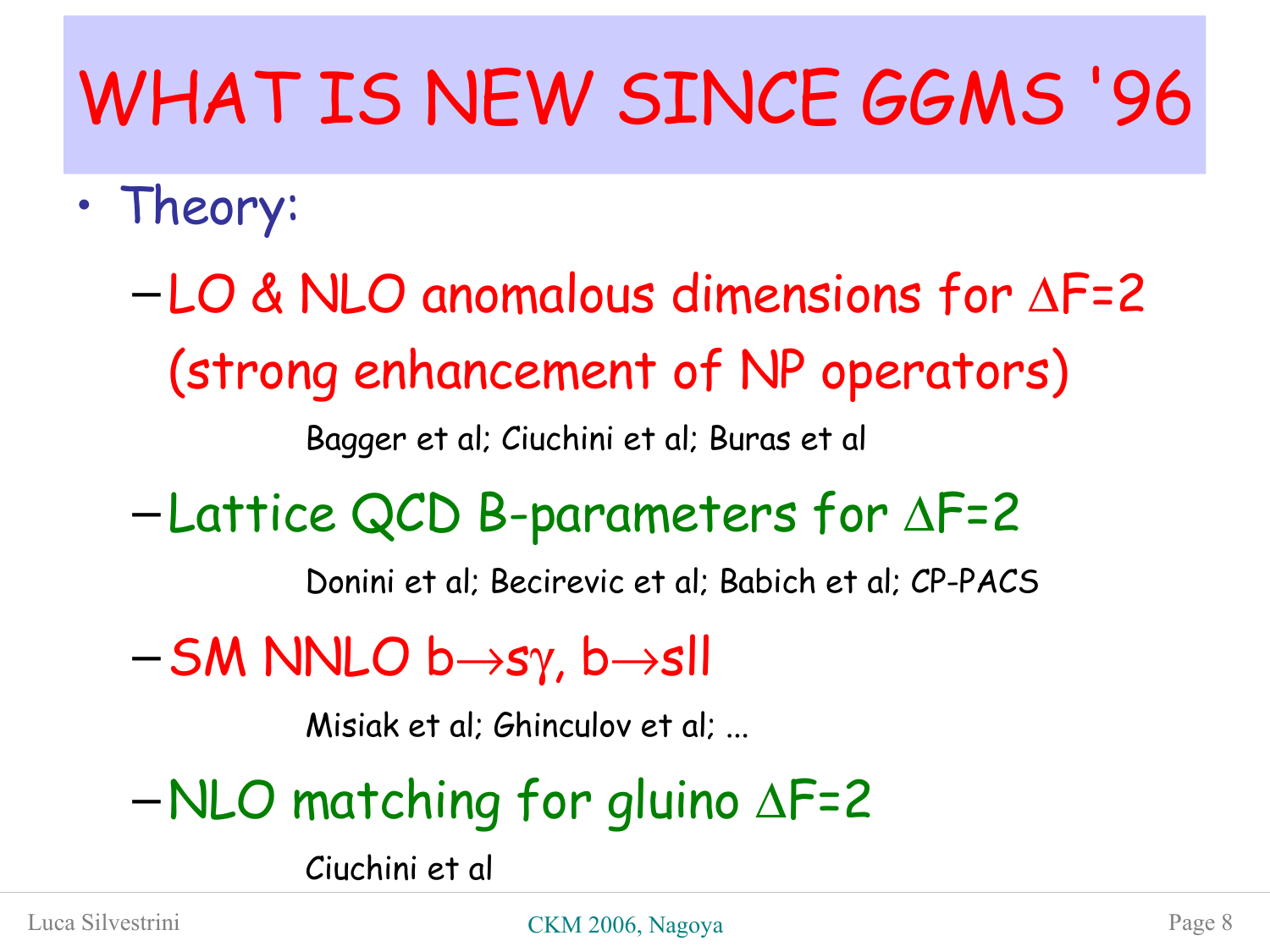# WHAT IS NEW SINCE GGMS '96

- Theory:
  - LO & NLO anomalous dimensions for $\Delta F=2$ (strong enhancement of NP operators)

    Bagger et al; Ciuchini et al; Buras et al
  - Lattice QCD B-parameters for $\Delta F=2$

    Donini et al; Becirevic et al; Babich et al; CP-PACS
  - SM NNLO $b \to s\gamma$, $b \to sll$

    Misiak et al; Ghinculov et al; ...
  - NLO matching for gluino $\Delta F=2$

    Ciuchini et al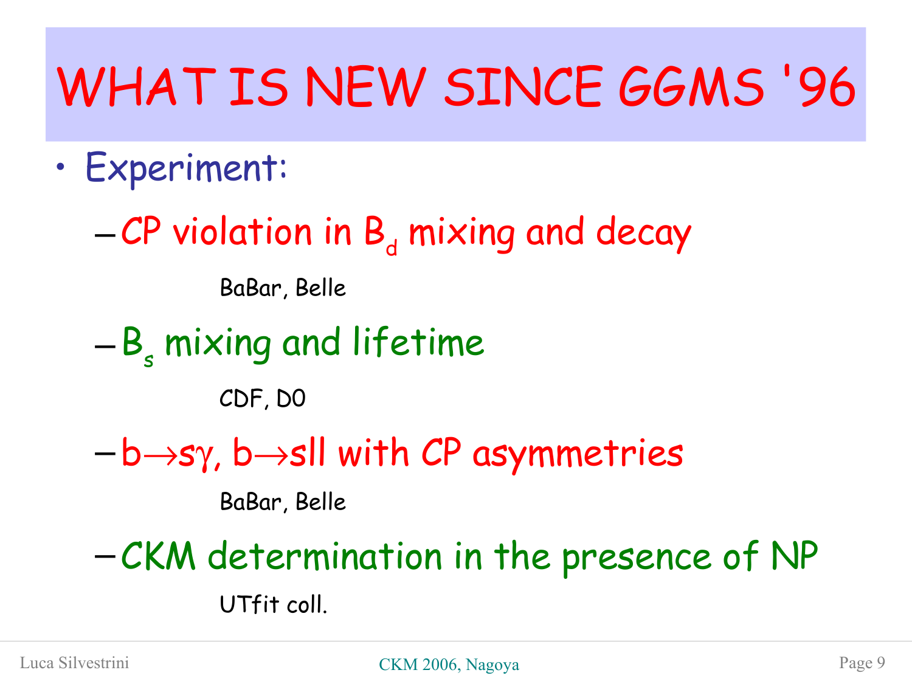# WHAT IS NEW SINCE GGMS '96

- Experiment:
  - CP violation in $B_d$ mixing and decay

    BaBar, Belle
  - $B_s$ mixing and lifetime

    CDF, D0
  - $b \to s\gamma$, $b \to sll$ with CP asymmetries

    BaBar, Belle
  - CKM determination in the presence of NP

    UTfit coll.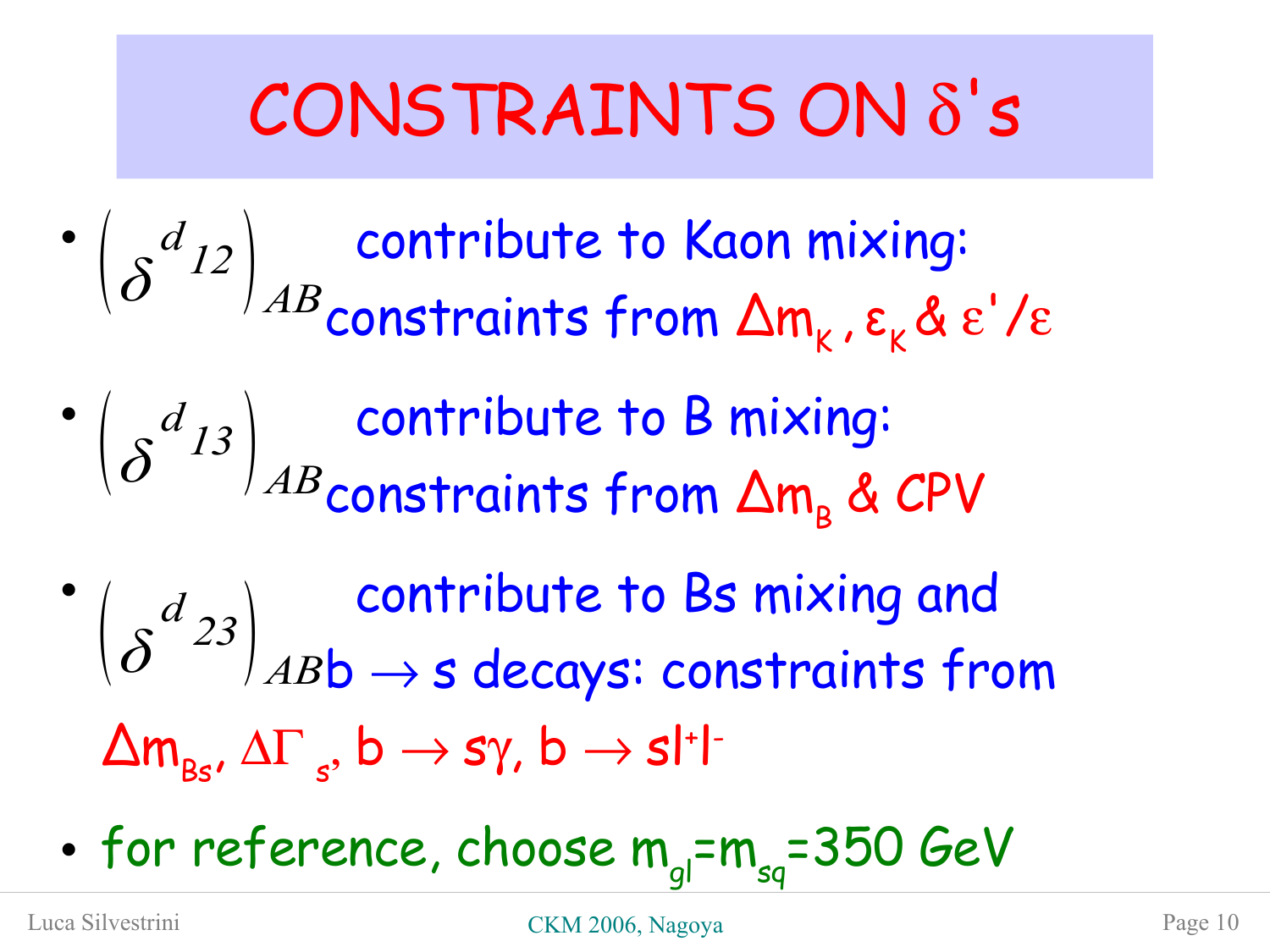# CONSTRAINTS ON $\delta$'s

- $\left(\delta^{d}{}_{12}\right)_{AB}$ contribute to Kaon mixing: constraints from $\Delta m_K$, $\varepsilon_K$ & $\varepsilon'/\varepsilon$
- $\left(\delta^{d}{}_{13}\right)_{AB}$ contribute to B mixing: constraints from $\Delta m_B$ & CPV
- $\left(\delta^{d}{}_{23}\right)_{AB}$ contribute to Bs mixing and $b \to s$ decays: constraints from $\Delta m_{Bs}$, $\Delta\Gamma_s$, $b \to s\gamma$, $b \to s l^+ l^-$
- for reference, choose $m_{gl}=m_{sq}=350$ GeV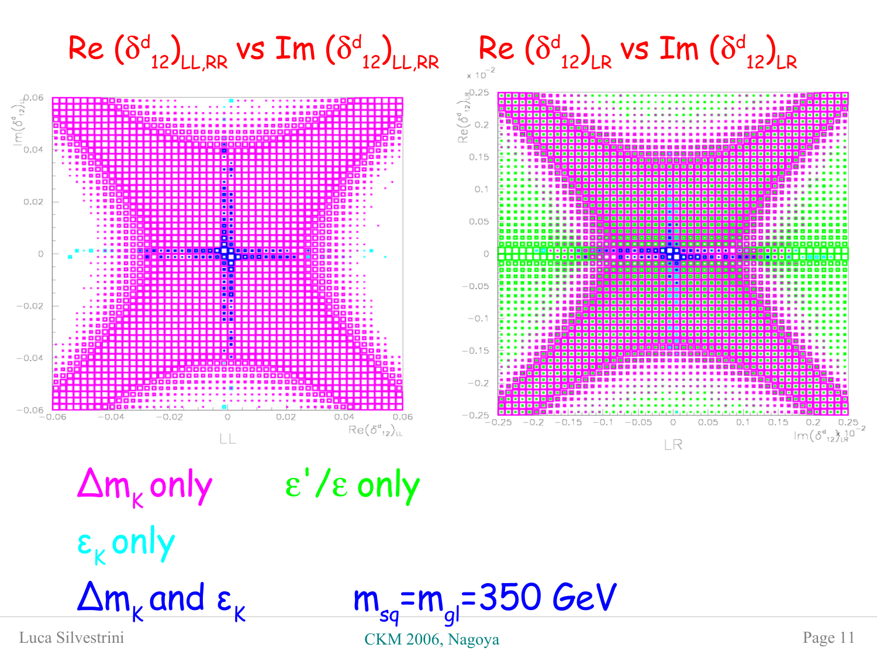## $\mathrm{Re}\,(\delta^d_{12})_{LL,RR}$ vs $\mathrm{Im}\,(\delta^d_{12})_{LL,RR}$ $\quad$ $\mathrm{Re}\,(\delta^d_{12})_{LR}$ vs $\mathrm{Im}\,(\delta^d_{12})_{LR}$

$\Delta m_K$ only $\qquad$ $\varepsilon'/\varepsilon$ only

$\varepsilon_K$ only

$\Delta m_K$ and $\varepsilon_K$ $\qquad$ $m_{sq}=m_{gl}=350$ GeV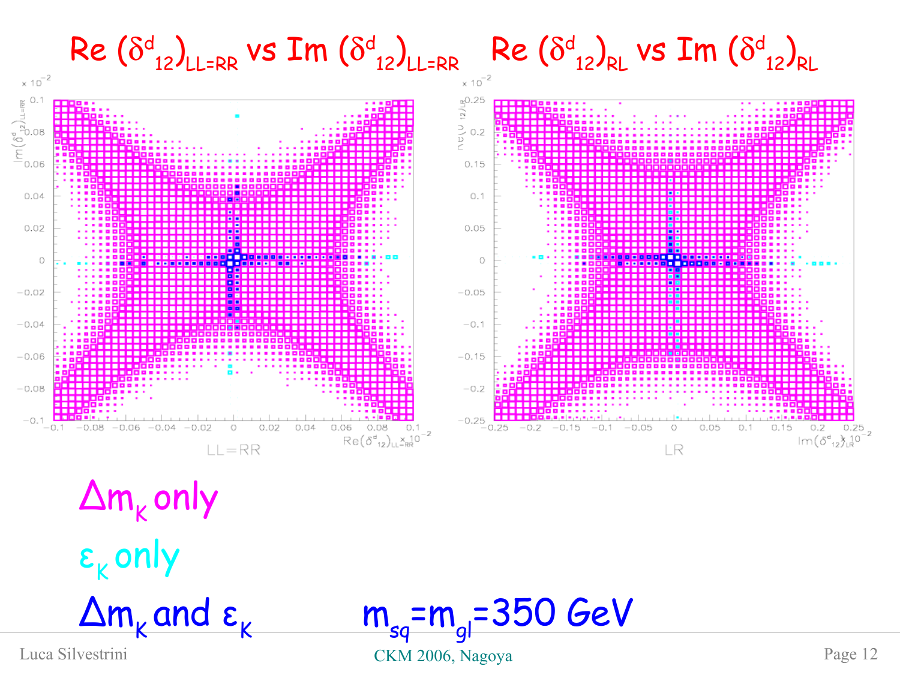# $\mathrm{Re}\,(\delta^d_{12})_{LL=RR}$ vs $\mathrm{Im}\,(\delta^d_{12})_{LL=RR}$ $\quad$ $\mathrm{Re}\,(\delta^d_{12})_{RL}$ vs $\mathrm{Im}\,(\delta^d_{12})_{RL}$

$\Delta m_K$ only

$\varepsilon_K$ only

$\Delta m_K$ and $\varepsilon_K$ $\qquad$ $m_{sq}=m_{gl}=350$ GeV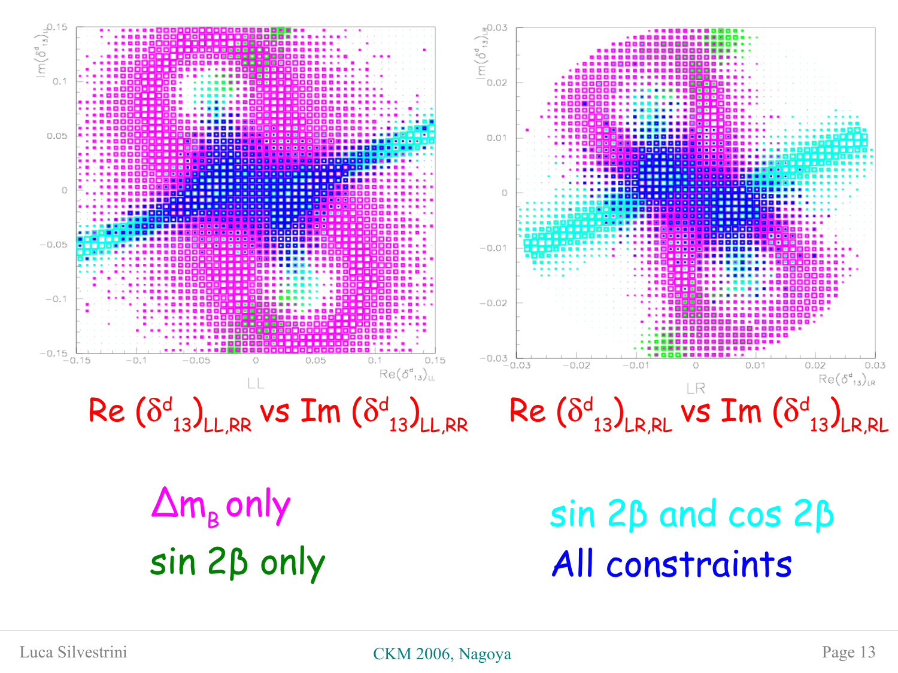$Re\,(\delta^d_{13})_{LL,RR}$ vs $Im\,(\delta^d_{13})_{LL,RR}$

$Re\,(\delta^d_{13})_{LR,RL}$ vs $Im\,(\delta^d_{13})_{LR,RL}$

$\Delta m_B$ only

sin 2β only

sin 2β and cos 2β

All constraints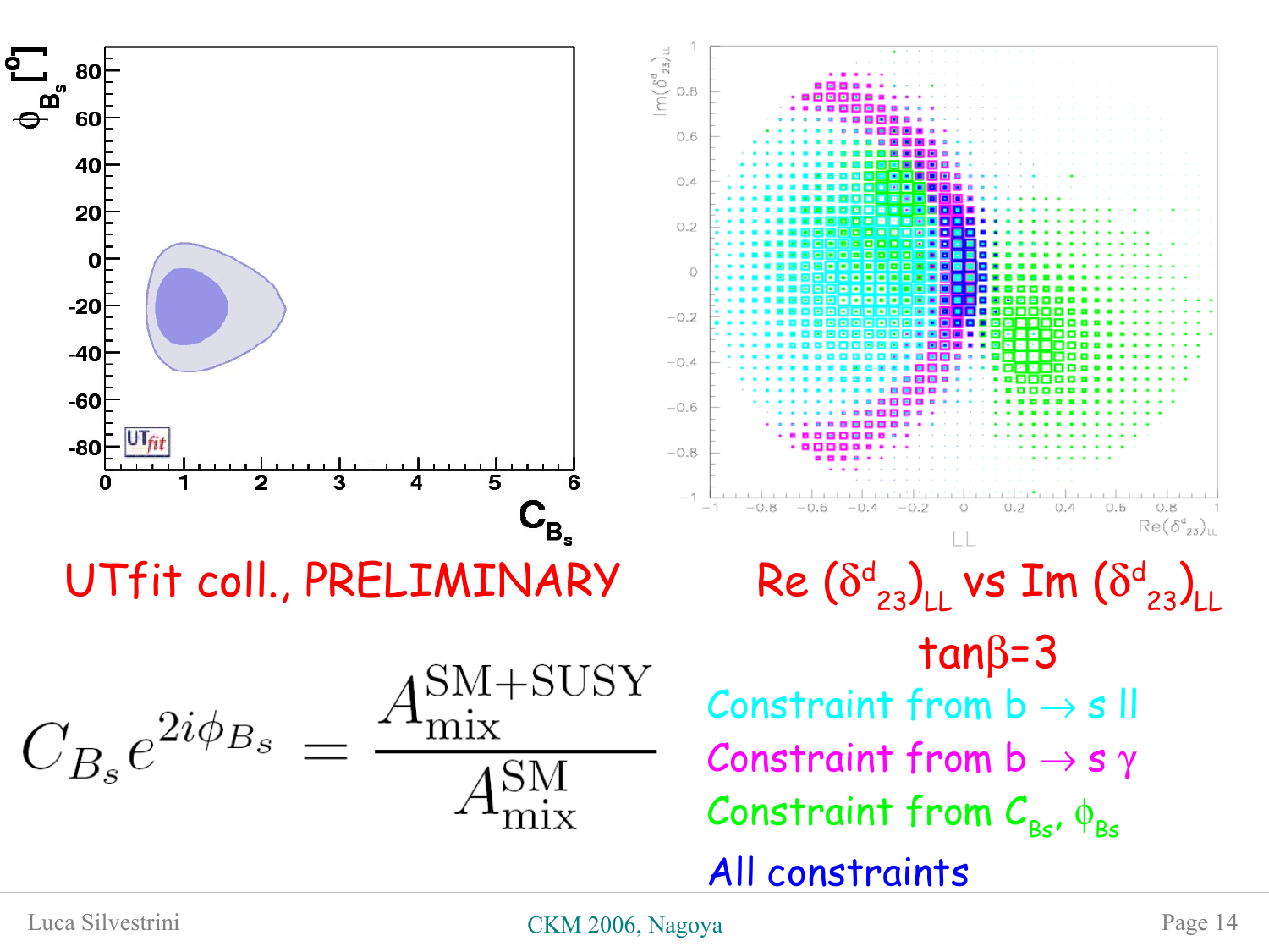UTfit coll., PRELIMINARY

Re $(\delta^d_{23})_{LL}$ vs Im $(\delta^d_{23})_{LL}$

$\tan\beta = 3$

Constraint from $b \to s\,ll$

Constraint from $b \to s\,\gamma$

Constraint from $C_{B_s}$, $\phi_{B_s}$

All constraints

$$C_{B_s} e^{2i\phi_{B_s}} = \frac{A_{\rm mix}^{\rm SM+SUSY}}{A_{\rm mix}^{\rm SM}}$$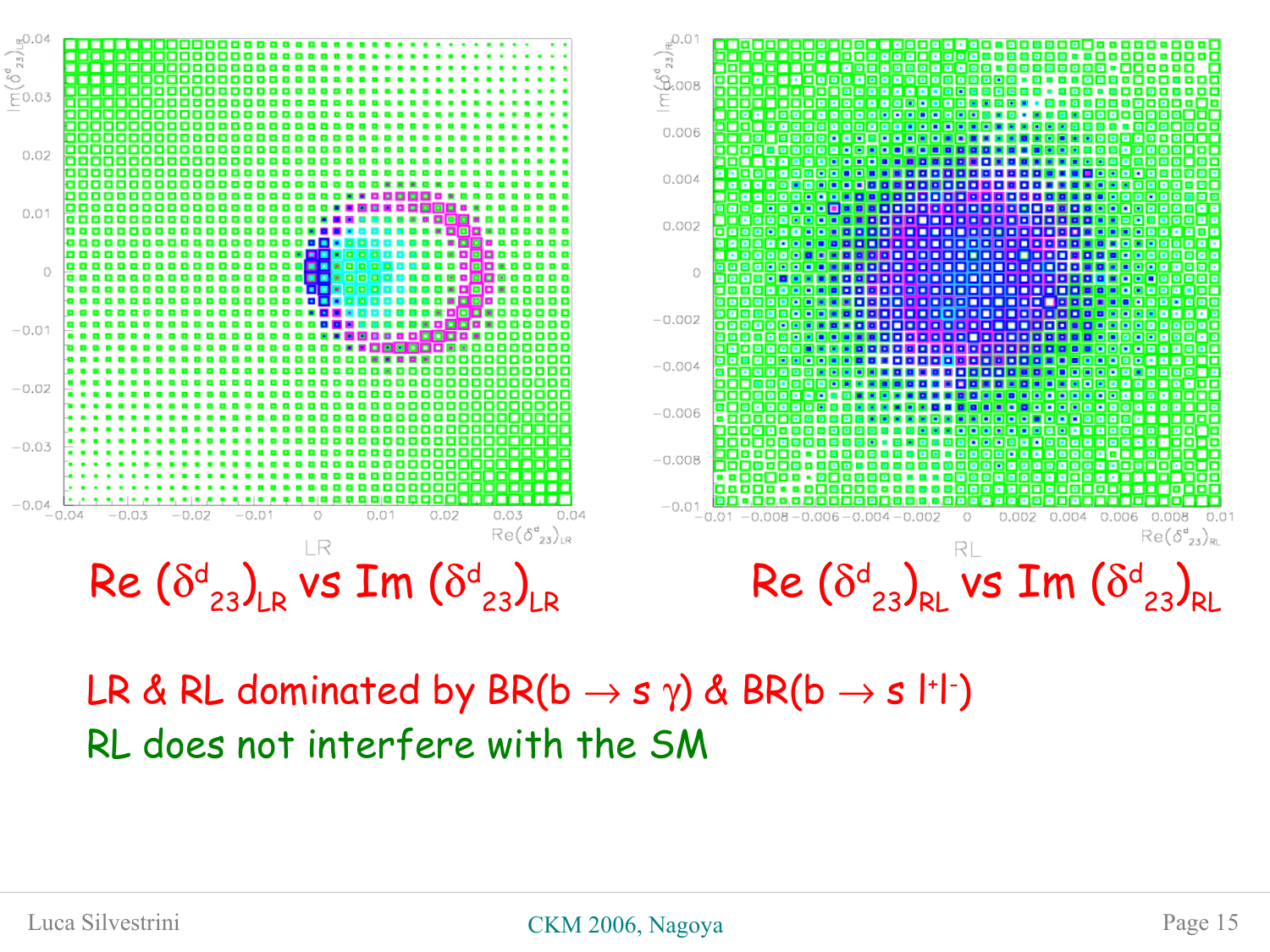$\mathrm{Re}\,(\delta^d_{23})_{LR}$ vs $\mathrm{Im}\,(\delta^d_{23})_{LR}$

$\mathrm{Re}\,(\delta^d_{23})_{RL}$ vs $\mathrm{Im}\,(\delta^d_{23})_{RL}$

LR & RL dominated by BR($b \to s\,\gamma$) & BR($b \to s\,l^+l^-$)

RL does not interfere with the SM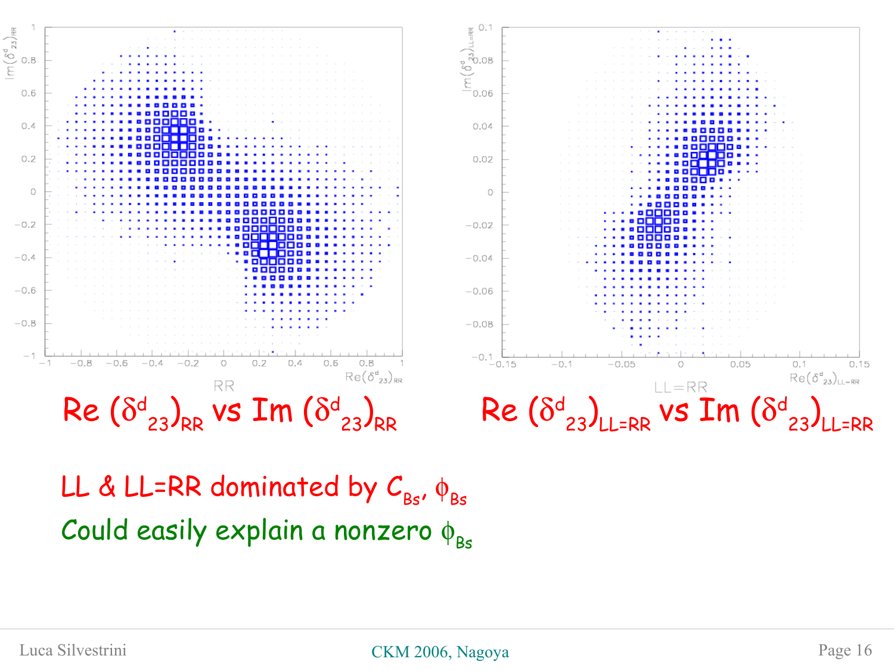$\mathrm{Re}\,(\delta^d_{23})_{RR}$ vs $\mathrm{Im}\,(\delta^d_{23})_{RR}$

$\mathrm{Re}\,(\delta^d_{23})_{LL=RR}$ vs $\mathrm{Im}\,(\delta^d_{23})_{LL=RR}$

LL & LL=RR dominated by $C_{B_s}$, $\phi_{B_s}$

Could easily explain a nonzero $\phi_{B_s}$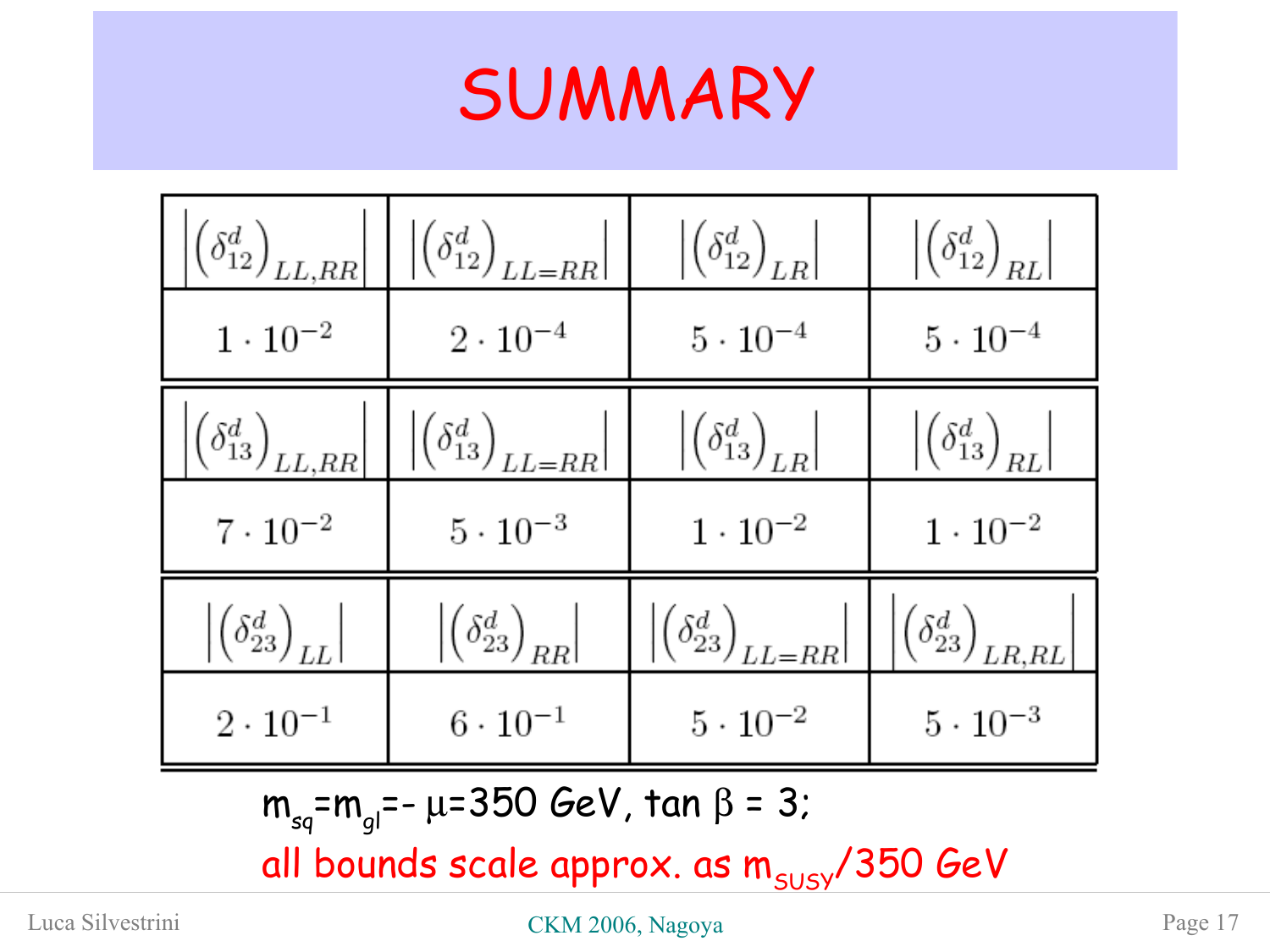# SUMMARY

| $\left\|\left(\delta^d_{12}\right)_{LL,RR}\right\|$ | $\left\|\left(\delta^d_{12}\right)_{LL=RR}\right\|$ | $\left\|\left(\delta^d_{12}\right)_{LR}\right\|$ | $\left\|\left(\delta^d_{12}\right)_{RL}\right\|$ |
|---|---|---|---|
| $1 \cdot 10^{-2}$ | $2 \cdot 10^{-4}$ | $5 \cdot 10^{-4}$ | $5 \cdot 10^{-4}$ |
| $\left\|\left(\delta^d_{13}\right)_{LL,RR}\right\|$ | $\left\|\left(\delta^d_{13}\right)_{LL=RR}\right\|$ | $\left\|\left(\delta^d_{13}\right)_{LR}\right\|$ | $\left\|\left(\delta^d_{13}\right)_{RL}\right\|$ |
| $7 \cdot 10^{-2}$ | $5 \cdot 10^{-3}$ | $1 \cdot 10^{-2}$ | $1 \cdot 10^{-2}$ |
| $\left\|\left(\delta^d_{23}\right)_{LL}\right\|$ | $\left\|\left(\delta^d_{23}\right)_{RR}\right\|$ | $\left\|\left(\delta^d_{23}\right)_{LL=RR}\right\|$ | $\left\|\left(\delta^d_{23}\right)_{LR,RL}\right\|$ |
| $2 \cdot 10^{-1}$ | $6 \cdot 10^{-1}$ | $5 \cdot 10^{-2}$ | $5 \cdot 10^{-3}$ |

$m_{sq}=m_{gl}=-\mu=350$ GeV, $\tan\beta = 3$;

all bounds scale approx. as $m_{SUSY}/350$ GeV